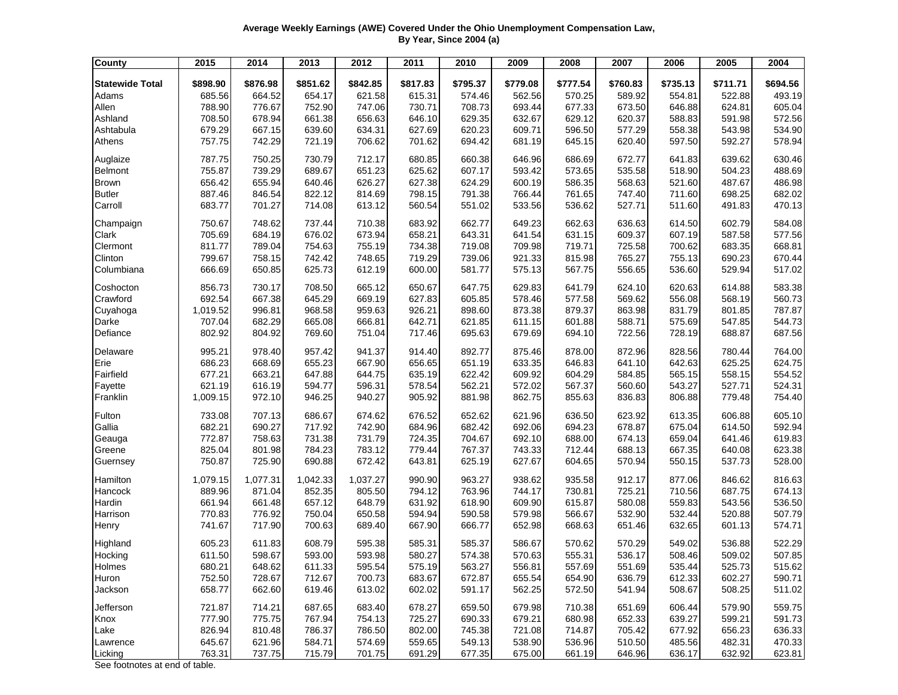**Average Weekly Earnings (AWE) Covered Under the Ohio Unemployment Compensation Law, By Year, Since 2004 (a)**

| County | 2015 | 2014 | 2013 | 2012 | 2011 | 2010 | 2009 | 2008 | 2007 | 2006 | 2005 | 2004 |
|---|---|---|---|---|---|---|---|---|---|---|---|---|
| **Statewide Total** | **$898.90** | **$876.98** | **$851.62** | **$842.85** | **$817.83** | **$795.37** | **$779.08** | **$777.54** | **$760.83** | **$735.13** | **$711.71** | **$694.56** |
| Adams | 685.56 | 664.52 | 654.17 | 621.58 | 615.31 | 574.46 | 562.56 | 570.25 | 589.92 | 554.81 | 522.88 | 493.19 |
| Allen | 788.90 | 776.67 | 752.90 | 747.06 | 730.71 | 708.73 | 693.44 | 677.33 | 673.50 | 646.88 | 624.81 | 605.04 |
| Ashland | 708.50 | 678.94 | 661.38 | 656.63 | 646.10 | 629.35 | 632.67 | 629.12 | 620.37 | 588.83 | 591.98 | 572.56 |
| Ashtabula | 679.29 | 667.15 | 639.60 | 634.31 | 627.69 | 620.23 | 609.71 | 596.50 | 577.29 | 558.38 | 543.98 | 534.90 |
| Athens | 757.75 | 742.29 | 721.19 | 706.62 | 701.62 | 694.42 | 681.19 | 645.15 | 620.40 | 597.50 | 592.27 | 578.94 |
| Auglaize | 787.75 | 750.25 | 730.79 | 712.17 | 680.85 | 660.38 | 646.96 | 686.69 | 672.77 | 641.83 | 639.62 | 630.46 |
| Belmont | 755.87 | 739.29 | 689.67 | 651.23 | 625.62 | 607.17 | 593.42 | 573.65 | 535.58 | 518.90 | 504.23 | 488.69 |
| Brown | 656.42 | 655.94 | 640.46 | 626.27 | 627.38 | 624.29 | 600.19 | 586.35 | 568.63 | 521.60 | 487.67 | 486.98 |
| Butler | 887.46 | 846.54 | 822.12 | 814.69 | 798.15 | 791.38 | 766.44 | 761.65 | 747.40 | 711.60 | 698.25 | 682.02 |
| Carroll | 683.77 | 701.27 | 714.08 | 613.12 | 560.54 | 551.02 | 533.56 | 536.62 | 527.71 | 511.60 | 491.83 | 470.13 |
| Champaign | 750.67 | 748.62 | 737.44 | 710.38 | 683.92 | 662.77 | 649.23 | 662.63 | 636.63 | 614.50 | 602.79 | 584.08 |
| Clark | 705.69 | 684.19 | 676.02 | 673.94 | 658.21 | 643.31 | 641.54 | 631.15 | 609.37 | 607.19 | 587.58 | 577.56 |
| Clermont | 811.77 | 789.04 | 754.63 | 755.19 | 734.38 | 719.08 | 709.98 | 719.71 | 725.58 | 700.62 | 683.35 | 668.81 |
| Clinton | 799.67 | 758.15 | 742.42 | 748.65 | 719.29 | 739.06 | 921.33 | 815.98 | 765.27 | 755.13 | 690.23 | 670.44 |
| Columbiana | 666.69 | 650.85 | 625.73 | 612.19 | 600.00 | 581.77 | 575.13 | 567.75 | 556.65 | 536.60 | 529.94 | 517.02 |
| Coshocton | 856.73 | 730.17 | 708.50 | 665.12 | 650.67 | 647.75 | 629.83 | 641.79 | 624.10 | 620.63 | 614.88 | 583.38 |
| Crawford | 692.54 | 667.38 | 645.29 | 669.19 | 627.83 | 605.85 | 578.46 | 577.58 | 569.62 | 556.08 | 568.19 | 560.73 |
| Cuyahoga | 1,019.52 | 996.81 | 968.58 | 959.63 | 926.21 | 898.60 | 873.38 | 879.37 | 863.98 | 831.79 | 801.85 | 787.87 |
| Darke | 707.04 | 682.29 | 665.08 | 666.81 | 642.71 | 621.85 | 611.15 | 601.88 | 588.71 | 575.69 | 547.85 | 544.73 |
| Defiance | 802.92 | 804.92 | 769.60 | 751.04 | 717.46 | 695.63 | 679.69 | 694.10 | 722.56 | 728.19 | 688.87 | 687.56 |
| Delaware | 995.21 | 978.40 | 957.42 | 941.37 | 914.40 | 892.77 | 875.46 | 878.00 | 872.96 | 828.56 | 780.44 | 764.00 |
| Erie | 686.23 | 668.69 | 655.23 | 667.90 | 656.65 | 651.19 | 633.35 | 646.83 | 641.10 | 642.63 | 625.25 | 624.75 |
| Fairfield | 677.21 | 663.21 | 647.88 | 644.75 | 635.19 | 622.42 | 609.92 | 604.29 | 584.85 | 565.15 | 558.15 | 554.52 |
| Fayette | 621.19 | 616.19 | 594.77 | 596.31 | 578.54 | 562.21 | 572.02 | 567.37 | 560.60 | 543.27 | 527.71 | 524.31 |
| Franklin | 1,009.15 | 972.10 | 946.25 | 940.27 | 905.92 | 881.98 | 862.75 | 855.63 | 836.83 | 806.88 | 779.48 | 754.40 |
| Fulton | 733.08 | 707.13 | 686.67 | 674.62 | 676.52 | 652.62 | 621.96 | 636.50 | 623.92 | 613.35 | 606.88 | 605.10 |
| Gallia | 682.21 | 690.27 | 717.92 | 742.90 | 684.96 | 682.42 | 692.06 | 694.23 | 678.87 | 675.04 | 614.50 | 592.94 |
| Geauga | 772.87 | 758.63 | 731.38 | 731.79 | 724.35 | 704.67 | 692.10 | 688.00 | 674.13 | 659.04 | 641.46 | 619.83 |
| Greene | 825.04 | 801.98 | 784.23 | 783.12 | 779.44 | 767.37 | 743.33 | 712.44 | 688.13 | 667.35 | 640.08 | 623.38 |
| Guernsey | 750.87 | 725.90 | 690.88 | 672.42 | 643.81 | 625.19 | 627.67 | 604.65 | 570.94 | 550.15 | 537.73 | 528.00 |
| Hamilton | 1,079.15 | 1,077.31 | 1,042.33 | 1,037.27 | 990.90 | 963.27 | 938.62 | 935.58 | 912.17 | 877.06 | 846.62 | 816.63 |
| Hancock | 889.96 | 871.04 | 852.35 | 805.50 | 794.12 | 763.96 | 744.17 | 730.81 | 725.21 | 710.56 | 687.75 | 674.13 |
| Hardin | 661.94 | 661.48 | 657.12 | 648.79 | 631.92 | 618.90 | 609.90 | 615.87 | 580.08 | 559.83 | 543.56 | 536.50 |
| Harrison | 770.83 | 776.92 | 750.04 | 650.58 | 594.94 | 590.58 | 579.98 | 566.67 | 532.90 | 532.44 | 520.88 | 507.79 |
| Henry | 741.67 | 717.90 | 700.63 | 689.40 | 667.90 | 666.77 | 652.98 | 668.63 | 651.46 | 632.65 | 601.13 | 574.71 |
| Highland | 605.23 | 611.83 | 608.79 | 595.38 | 585.31 | 585.37 | 586.67 | 570.62 | 570.29 | 549.02 | 536.88 | 522.29 |
| Hocking | 611.50 | 598.67 | 593.00 | 593.98 | 580.27 | 574.38 | 570.63 | 555.31 | 536.17 | 508.46 | 509.02 | 507.85 |
| Holmes | 680.21 | 648.62 | 611.33 | 595.54 | 575.19 | 563.27 | 556.81 | 557.69 | 551.69 | 535.44 | 525.73 | 515.62 |
| Huron | 752.50 | 728.67 | 712.67 | 700.73 | 683.67 | 672.87 | 655.54 | 654.90 | 636.79 | 612.33 | 602.27 | 590.71 |
| Jackson | 658.77 | 662.60 | 619.46 | 613.02 | 602.02 | 591.17 | 562.25 | 572.50 | 541.94 | 508.67 | 508.25 | 511.02 |
| Jefferson | 721.87 | 714.21 | 687.65 | 683.40 | 678.27 | 659.50 | 679.98 | 710.38 | 651.69 | 606.44 | 579.90 | 559.75 |
| Knox | 777.90 | 775.75 | 767.94 | 754.13 | 725.27 | 690.33 | 679.21 | 680.98 | 652.33 | 639.27 | 599.21 | 591.73 |
| Lake | 826.94 | 810.48 | 786.37 | 786.50 | 802.00 | 745.38 | 721.08 | 714.87 | 705.42 | 677.92 | 656.23 | 636.33 |
| Lawrence | 645.67 | 621.96 | 584.71 | 574.69 | 559.65 | 549.13 | 538.90 | 536.96 | 510.50 | 485.56 | 482.31 | 470.33 |
| Licking | 763.31 | 737.75 | 715.79 | 701.75 | 691.29 | 677.35 | 675.00 | 661.19 | 646.96 | 636.17 | 632.92 | 623.81 |

See footnotes at end of table.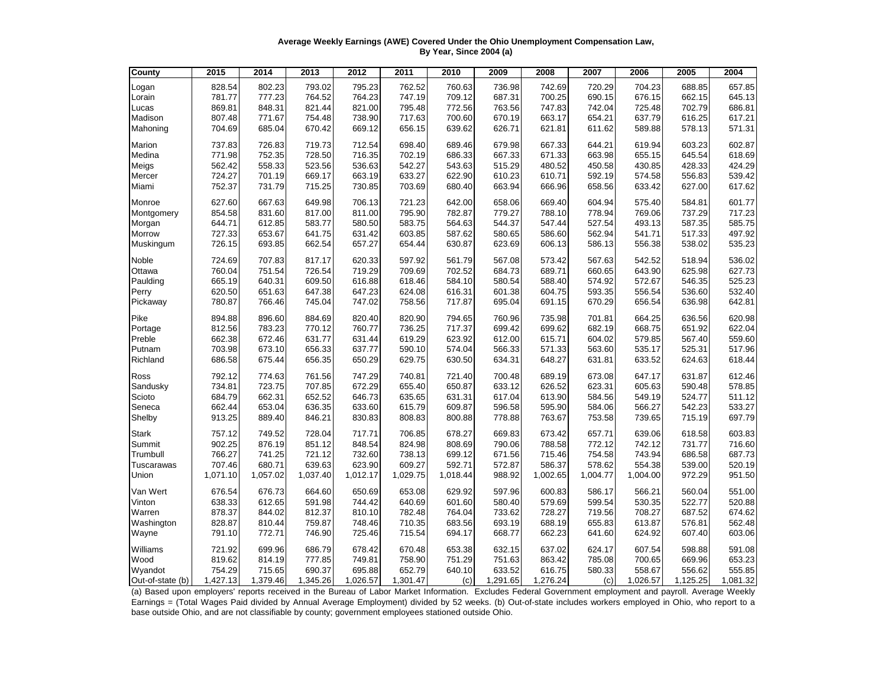**Average Weekly Earnings (AWE) Covered Under the Ohio Unemployment Compensation Law, By Year, Since 2004 (a)**

| County | 2015 | 2014 | 2013 | 2012 | 2011 | 2010 | 2009 | 2008 | 2007 | 2006 | 2005 | 2004 |
|---|---|---|---|---|---|---|---|---|---|---|---|---|
| Logan | 828.54 | 802.23 | 793.02 | 795.23 | 762.52 | 760.63 | 736.98 | 742.69 | 720.29 | 704.23 | 688.85 | 657.85 |
| Lorain | 781.77 | 777.23 | 764.52 | 764.23 | 747.19 | 709.12 | 687.31 | 700.25 | 690.15 | 676.15 | 662.15 | 645.13 |
| Lucas | 869.81 | 848.31 | 821.44 | 821.00 | 795.48 | 772.56 | 763.56 | 747.83 | 742.04 | 725.48 | 702.79 | 686.81 |
| Madison | 807.48 | 771.67 | 754.48 | 738.90 | 717.63 | 700.60 | 670.19 | 663.17 | 654.21 | 637.79 | 616.25 | 617.21 |
| Mahoning | 704.69 | 685.04 | 670.42 | 669.12 | 656.15 | 639.62 | 626.71 | 621.81 | 611.62 | 589.88 | 578.13 | 571.31 |
| Marion | 737.83 | 726.83 | 719.73 | 712.54 | 698.40 | 689.46 | 679.98 | 667.33 | 644.21 | 619.94 | 603.23 | 602.87 |
| Medina | 771.98 | 752.35 | 728.50 | 716.35 | 702.19 | 686.33 | 667.33 | 671.33 | 663.98 | 655.15 | 645.54 | 618.69 |
| Meigs | 562.42 | 558.33 | 523.56 | 536.63 | 542.27 | 543.63 | 515.29 | 480.52 | 450.58 | 430.85 | 428.33 | 424.29 |
| Mercer | 724.27 | 701.19 | 669.17 | 663.19 | 633.27 | 622.90 | 610.23 | 610.71 | 592.19 | 574.58 | 556.83 | 539.42 |
| Miami | 752.37 | 731.79 | 715.25 | 730.85 | 703.69 | 680.40 | 663.94 | 666.96 | 658.56 | 633.42 | 627.00 | 617.62 |
| Monroe | 627.60 | 667.63 | 649.98 | 706.13 | 721.23 | 642.00 | 658.06 | 669.40 | 604.94 | 575.40 | 584.81 | 601.77 |
| Montgomery | 854.58 | 831.60 | 817.00 | 811.00 | 795.90 | 782.87 | 779.27 | 788.10 | 778.94 | 769.06 | 737.29 | 717.23 |
| Morgan | 644.71 | 612.85 | 583.77 | 580.50 | 583.75 | 564.63 | 544.37 | 547.44 | 527.54 | 493.13 | 587.35 | 585.75 |
| Morrow | 727.33 | 653.67 | 641.75 | 631.42 | 603.85 | 587.62 | 580.65 | 586.60 | 562.94 | 541.71 | 517.33 | 497.92 |
| Muskingum | 726.15 | 693.85 | 662.54 | 657.27 | 654.44 | 630.87 | 623.69 | 606.13 | 586.13 | 556.38 | 538.02 | 535.23 |
| Noble | 724.69 | 707.83 | 817.17 | 620.33 | 597.92 | 561.79 | 567.08 | 573.42 | 567.63 | 542.52 | 518.94 | 536.02 |
| Ottawa | 760.04 | 751.54 | 726.54 | 719.29 | 709.69 | 702.52 | 684.73 | 689.71 | 660.65 | 643.90 | 625.98 | 627.73 |
| Paulding | 665.19 | 640.31 | 609.50 | 616.88 | 618.46 | 584.10 | 580.54 | 588.40 | 574.92 | 572.67 | 546.35 | 525.23 |
| Perry | 620.50 | 651.63 | 647.38 | 647.23 | 624.08 | 616.31 | 601.38 | 604.75 | 593.35 | 556.54 | 536.60 | 532.40 |
| Pickaway | 780.87 | 766.46 | 745.04 | 747.02 | 758.56 | 717.87 | 695.04 | 691.15 | 670.29 | 656.54 | 636.98 | 642.81 |
| Pike | 894.88 | 896.60 | 884.69 | 820.40 | 820.90 | 794.65 | 760.96 | 735.98 | 701.81 | 664.25 | 636.56 | 620.98 |
| Portage | 812.56 | 783.23 | 770.12 | 760.77 | 736.25 | 717.37 | 699.42 | 699.62 | 682.19 | 668.75 | 651.92 | 622.04 |
| Preble | 662.38 | 672.46 | 631.77 | 631.44 | 619.29 | 623.92 | 612.00 | 615.71 | 604.02 | 579.85 | 567.40 | 559.60 |
| Putnam | 703.98 | 673.10 | 656.33 | 637.77 | 590.10 | 574.04 | 566.33 | 571.33 | 563.60 | 535.17 | 525.31 | 517.96 |
| Richland | 686.58 | 675.44 | 656.35 | 650.29 | 629.75 | 630.50 | 634.31 | 648.27 | 631.81 | 633.52 | 624.63 | 618.44 |
| Ross | 792.12 | 774.63 | 761.56 | 747.29 | 740.81 | 721.40 | 700.48 | 689.19 | 673.08 | 647.17 | 631.87 | 612.46 |
| Sandusky | 734.81 | 723.75 | 707.85 | 672.29 | 655.40 | 650.87 | 633.12 | 626.52 | 623.31 | 605.63 | 590.48 | 578.85 |
| Scioto | 684.79 | 662.31 | 652.52 | 646.73 | 635.65 | 631.31 | 617.04 | 613.90 | 584.56 | 549.19 | 524.77 | 511.12 |
| Seneca | 662.44 | 653.04 | 636.35 | 633.60 | 615.79 | 609.87 | 596.58 | 595.90 | 584.06 | 566.27 | 542.23 | 533.27 |
| Shelby | 913.25 | 889.40 | 846.21 | 830.83 | 808.83 | 800.88 | 778.88 | 763.67 | 753.58 | 739.65 | 715.19 | 697.79 |
| Stark | 757.12 | 749.52 | 728.04 | 717.71 | 706.85 | 678.27 | 669.83 | 673.42 | 657.71 | 639.06 | 618.58 | 603.83 |
| Summit | 902.25 | 876.19 | 851.12 | 848.54 | 824.98 | 808.69 | 790.06 | 788.58 | 772.12 | 742.12 | 731.77 | 716.60 |
| Trumbull | 766.27 | 741.25 | 721.12 | 732.60 | 738.13 | 699.12 | 671.56 | 715.46 | 754.58 | 743.94 | 686.58 | 687.73 |
| Tuscarawas | 707.46 | 680.71 | 639.63 | 623.90 | 609.27 | 592.71 | 572.87 | 586.37 | 578.62 | 554.38 | 539.00 | 520.19 |
| Union | 1,071.10 | 1,057.02 | 1,037.40 | 1,012.17 | 1,029.75 | 1,018.44 | 988.92 | 1,002.65 | 1,004.77 | 1,004.00 | 972.29 | 951.50 |
| Van Wert | 676.54 | 676.73 | 664.60 | 650.69 | 653.08 | 629.92 | 597.96 | 600.83 | 586.17 | 566.21 | 560.04 | 551.00 |
| Vinton | 638.33 | 612.65 | 591.98 | 744.42 | 640.69 | 601.60 | 580.40 | 579.69 | 599.54 | 530.35 | 522.77 | 520.88 |
| Warren | 878.37 | 844.02 | 812.37 | 810.10 | 782.48 | 764.04 | 733.62 | 728.27 | 719.56 | 708.27 | 687.52 | 674.62 |
| Washington | 828.87 | 810.44 | 759.87 | 748.46 | 710.35 | 683.56 | 693.19 | 688.19 | 655.83 | 613.87 | 576.81 | 562.48 |
| Wayne | 791.10 | 772.71 | 746.90 | 725.46 | 715.54 | 694.17 | 668.77 | 662.23 | 641.60 | 624.92 | 607.40 | 603.06 |
| Williams | 721.92 | 699.96 | 686.79 | 678.42 | 670.48 | 653.38 | 632.15 | 637.02 | 624.17 | 607.54 | 598.88 | 591.08 |
| Wood | 819.62 | 814.19 | 777.85 | 749.81 | 758.90 | 751.29 | 751.63 | 863.42 | 785.08 | 700.65 | 669.96 | 653.23 |
| Wyandot | 754.29 | 715.65 | 690.37 | 695.88 | 652.79 | 640.10 | 633.52 | 616.75 | 580.33 | 558.67 | 556.62 | 555.85 |
| Out-of-state (b) | 1,427.13 | 1,379.46 | 1,345.26 | 1,026.57 | 1,301.47 | (c) | 1,291.65 | 1,276.24 | (c) | 1,026.57 | 1,125.25 | 1,081.32 |

(a) Based upon employers' reports received in the Bureau of Labor Market Information. Excludes Federal Government employment and payroll. Average Weekly Earnings = (Total Wages Paid divided by Annual Average Employment) divided by 52 weeks. (b) Out-of-state includes workers employed in Ohio, who report to a base outside Ohio, and are not classifiable by county; government employees stationed outside Ohio.